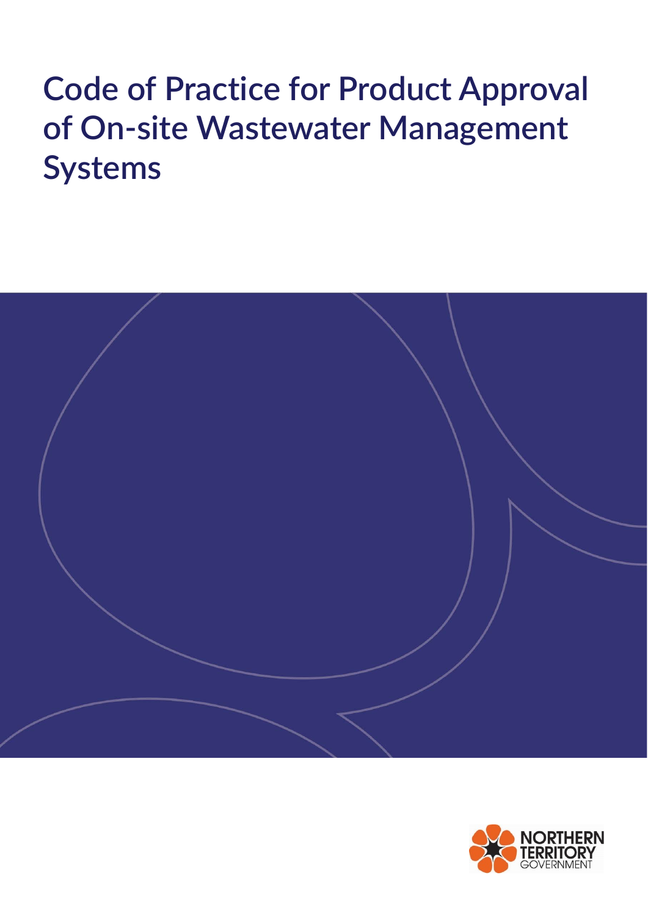# Code of Practice for Product Approval of On-site Wastewater Management Systems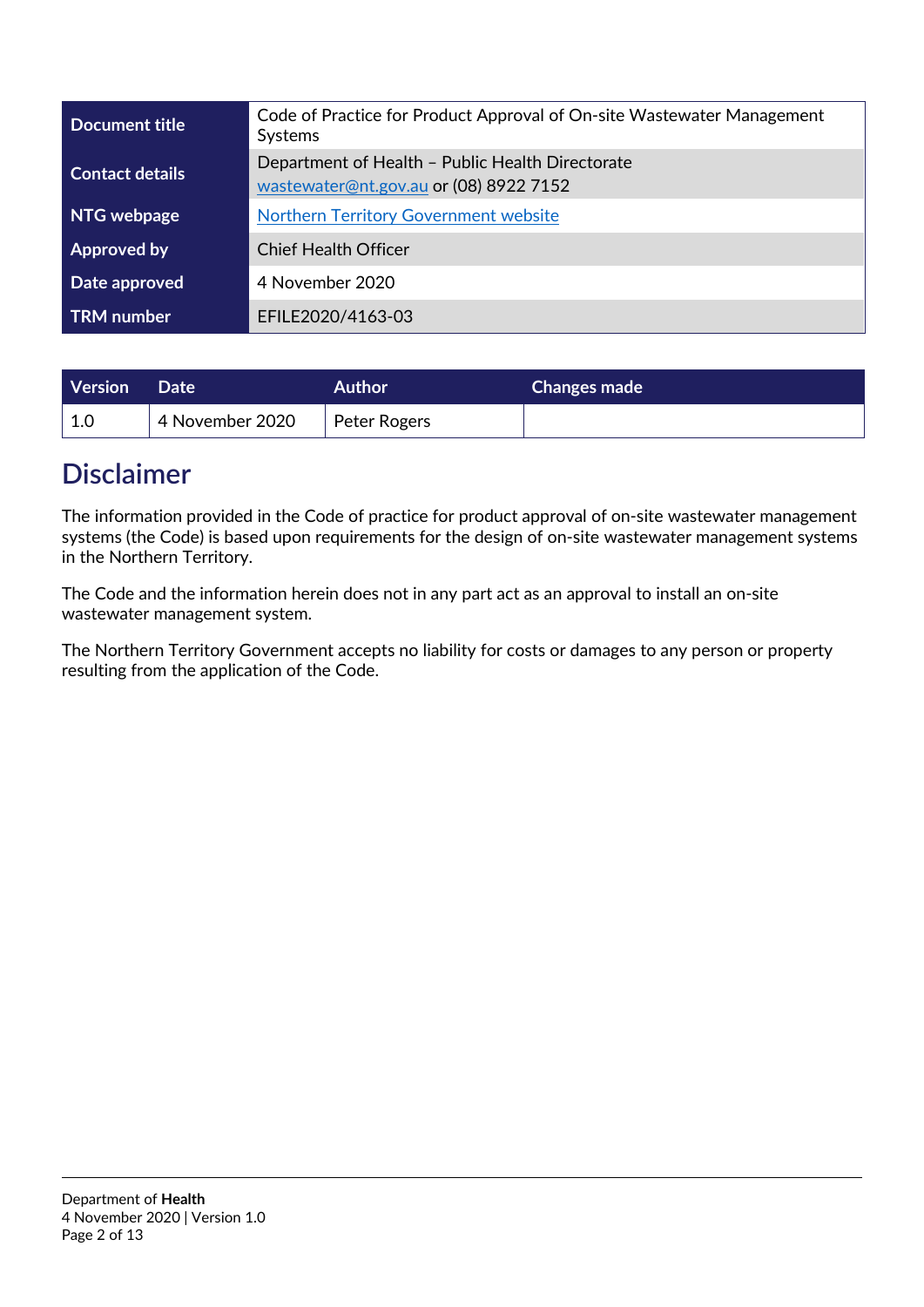| Document title | Code of Practice for Product Approval of On-site Wastewater Management Systems |
| --- | --- |
| Contact details | Department of Health – Public Health Directorate<br>wastewater@nt.gov.au or (08) 8922 7152 |
| NTG webpage | Northern Territory Government website |
| Approved by | Chief Health Officer |
| Date approved | 4 November 2020 |
| TRM number | EFILE2020/4163-03 |

| Version | Date | Author | Changes made |
| --- | --- | --- | --- |
| 1.0 | 4 November 2020 | Peter Rogers | |

# Disclaimer

The information provided in the Code of practice for product approval of on-site wastewater management systems (the Code) is based upon requirements for the design of on-site wastewater management systems in the Northern Territory.

The Code and the information herein does not in any part act as an approval to install an on-site wastewater management system.

The Northern Territory Government accepts no liability for costs or damages to any person or property resulting from the application of the Code.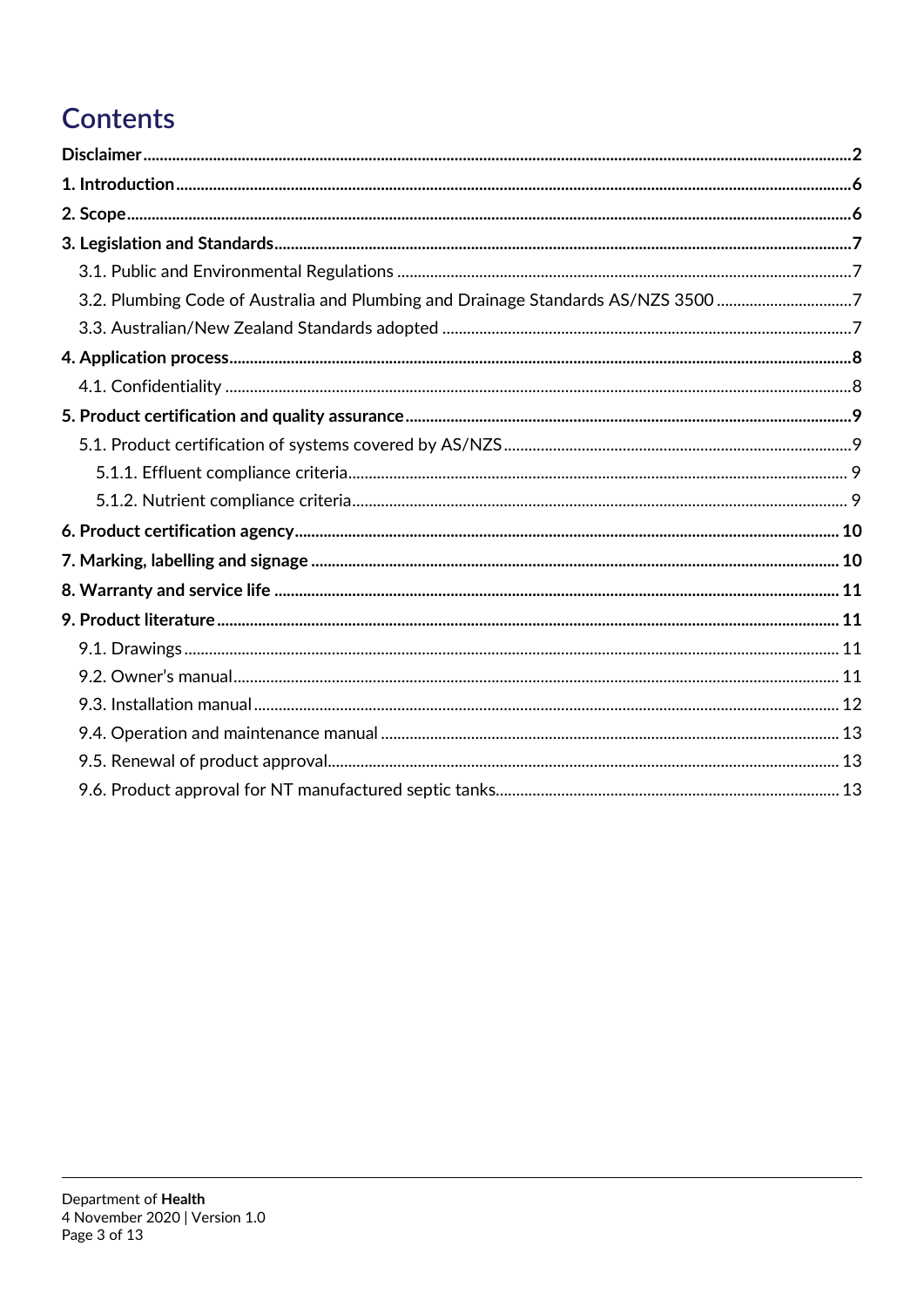# Contents

**Disclaimer** 2

**1. Introduction** 6

**2. Scope** 6

**3. Legislation and Standards** 7

- 3.1. Public and Environmental Regulations 7
- 3.2. Plumbing Code of Australia and Plumbing and Drainage Standards AS/NZS 3500 7
- 3.3. Australian/New Zealand Standards adopted 7

**4. Application process** 8

- 4.1. Confidentiality 8

**5. Product certification and quality assurance** 9

- 5.1. Product certification of systems covered by AS/NZS 9
  - 5.1.1. Effluent compliance criteria 9
  - 5.1.2. Nutrient compliance criteria 9

**6. Product certification agency** 10

**7. Marking, labelling and signage** 10

**8. Warranty and service life** 11

**9. Product literature** 11

- 9.1. Drawings 11
- 9.2. Owner's manual 11
- 9.3. Installation manual 12
- 9.4. Operation and maintenance manual 13
- 9.5. Renewal of product approval 13
- 9.6. Product approval for NT manufactured septic tanks 13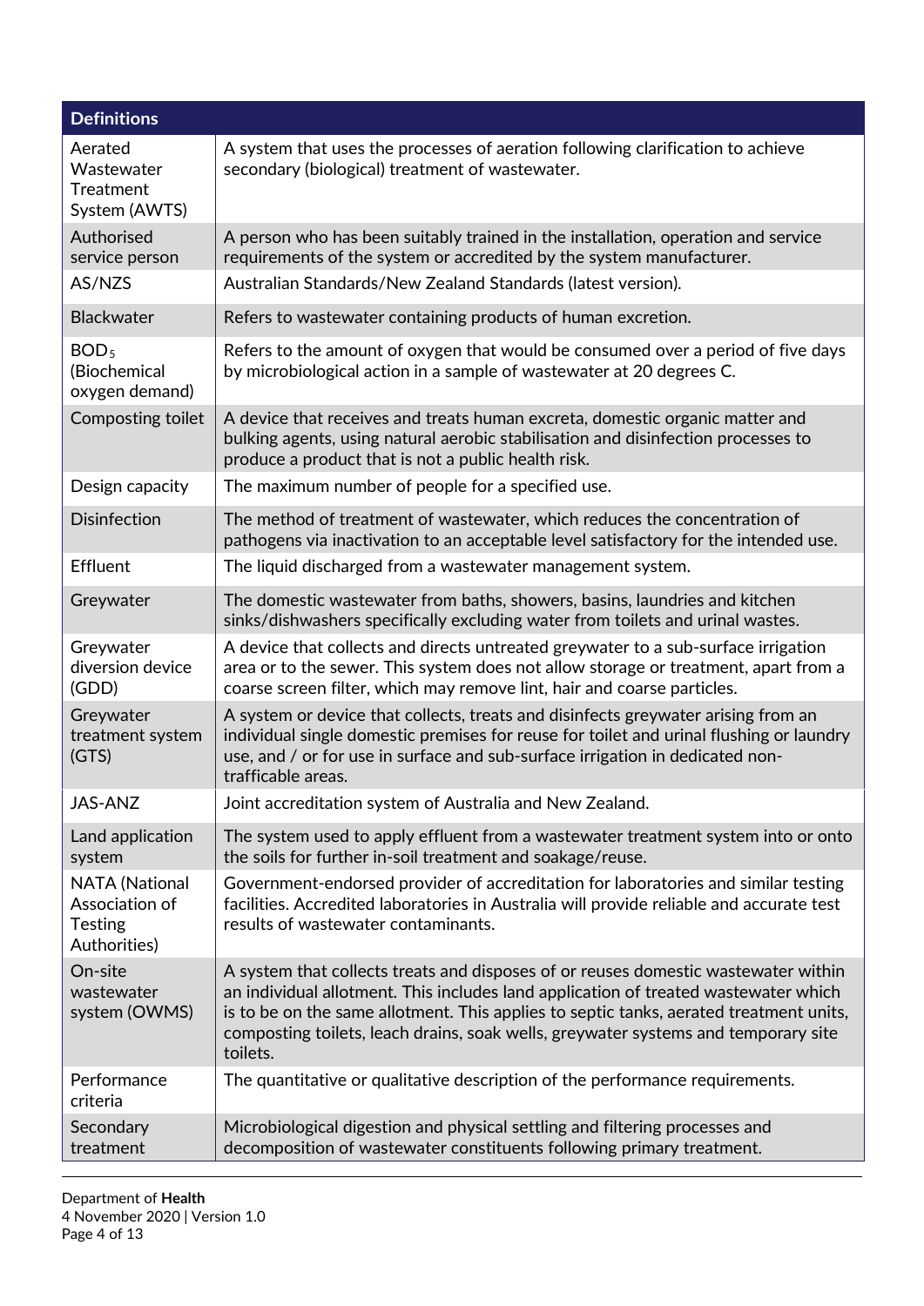| Definitions | |
|---|---|
| Aerated Wastewater Treatment System (AWTS) | A system that uses the processes of aeration following clarification to achieve secondary (biological) treatment of wastewater. |
| Authorised service person | A person who has been suitably trained in the installation, operation and service requirements of the system or accredited by the system manufacturer. |
| AS/NZS | Australian Standards/New Zealand Standards (latest version). |
| Blackwater | Refers to wastewater containing products of human excretion. |
| $BOD_5$ (Biochemical oxygen demand) | Refers to the amount of oxygen that would be consumed over a period of five days by microbiological action in a sample of wastewater at 20 degrees C. |
| Composting toilet | A device that receives and treats human excreta, domestic organic matter and bulking agents, using natural aerobic stabilisation and disinfection processes to produce a product that is not a public health risk. |
| Design capacity | The maximum number of people for a specified use. |
| Disinfection | The method of treatment of wastewater, which reduces the concentration of pathogens via inactivation to an acceptable level satisfactory for the intended use. |
| Effluent | The liquid discharged from a wastewater management system. |
| Greywater | The domestic wastewater from baths, showers, basins, laundries and kitchen sinks/dishwashers specifically excluding water from toilets and urinal wastes. |
| Greywater diversion device (GDD) | A device that collects and directs untreated greywater to a sub-surface irrigation area or to the sewer. This system does not allow storage or treatment, apart from a coarse screen filter, which may remove lint, hair and coarse particles. |
| Greywater treatment system (GTS) | A system or device that collects, treats and disinfects greywater arising from an individual single domestic premises for reuse for toilet and urinal flushing or laundry use, and / or for use in surface and sub-surface irrigation in dedicated non-trafficable areas. |
| JAS-ANZ | Joint accreditation system of Australia and New Zealand. |
| Land application system | The system used to apply effluent from a wastewater treatment system into or onto the soils for further in-soil treatment and soakage/reuse. |
| NATA (National Association of Testing Authorities) | Government-endorsed provider of accreditation for laboratories and similar testing facilities. Accredited laboratories in Australia will provide reliable and accurate test results of wastewater contaminants. |
| On-site wastewater system (OWMS) | A system that collects treats and disposes of or reuses domestic wastewater within an individual allotment. This includes land application of treated wastewater which is to be on the same allotment. This applies to septic tanks, aerated treatment units, composting toilets, leach drains, soak wells, greywater systems and temporary site toilets. |
| Performance criteria | The quantitative or qualitative description of the performance requirements. |
| Secondary treatment | Microbiological digestion and physical settling and filtering processes and decomposition of wastewater constituents following primary treatment. |

Department of **Health**
4 November 2020 | Version 1.0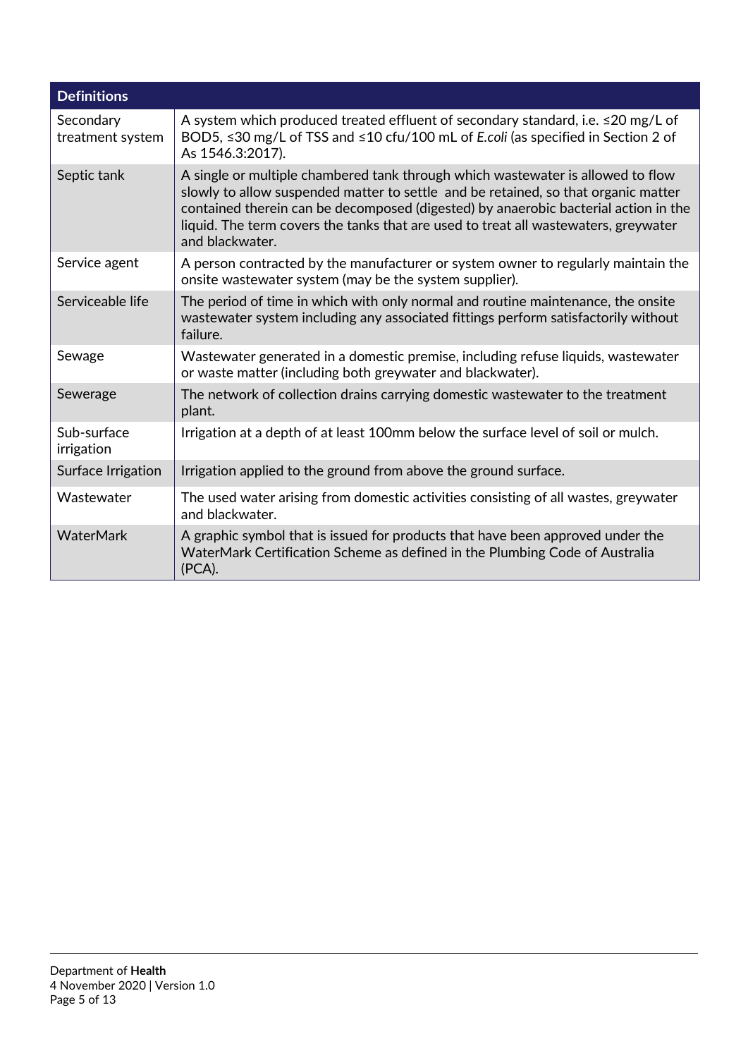| Definitions | |
|---|---|
| Secondary treatment system | A system which produced treated effluent of secondary standard, i.e. ≤20 mg/L of BOD5, ≤30 mg/L of TSS and ≤10 cfu/100 mL of *E.coli* (as specified in Section 2 of As 1546.3:2017). |
| Septic tank | A single or multiple chambered tank through which wastewater is allowed to flow slowly to allow suspended matter to settle and be retained, so that organic matter contained therein can be decomposed (digested) by anaerobic bacterial action in the liquid. The term covers the tanks that are used to treat all wastewaters, greywater and blackwater. |
| Service agent | A person contracted by the manufacturer or system owner to regularly maintain the onsite wastewater system (may be the system supplier). |
| Serviceable life | The period of time in which with only normal and routine maintenance, the onsite wastewater system including any associated fittings perform satisfactorily without failure. |
| Sewage | Wastewater generated in a domestic premise, including refuse liquids, wastewater or waste matter (including both greywater and blackwater). |
| Sewerage | The network of collection drains carrying domestic wastewater to the treatment plant. |
| Sub-surface irrigation | Irrigation at a depth of at least 100mm below the surface level of soil or mulch. |
| Surface Irrigation | Irrigation applied to the ground from above the ground surface. |
| Wastewater | The used water arising from domestic activities consisting of all wastes, greywater and blackwater. |
| WaterMark | A graphic symbol that is issued for products that have been approved under the WaterMark Certification Scheme as defined in the Plumbing Code of Australia (PCA). |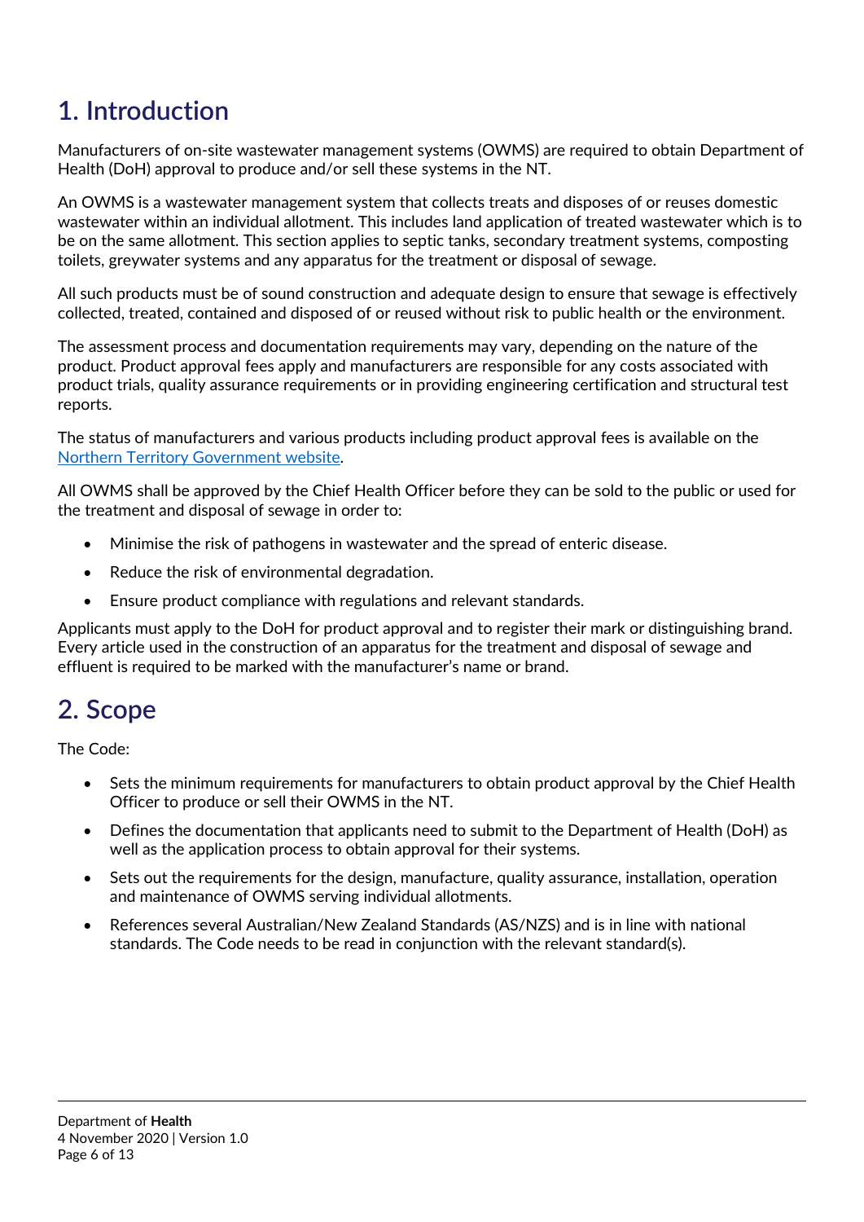# 1. Introduction

Manufacturers of on-site wastewater management systems (OWMS) are required to obtain Department of Health (DoH) approval to produce and/or sell these systems in the NT.

An OWMS is a wastewater management system that collects treats and disposes of or reuses domestic wastewater within an individual allotment. This includes land application of treated wastewater which is to be on the same allotment. This section applies to septic tanks, secondary treatment systems, composting toilets, greywater systems and any apparatus for the treatment or disposal of sewage.

All such products must be of sound construction and adequate design to ensure that sewage is effectively collected, treated, contained and disposed of or reused without risk to public health or the environment.

The assessment process and documentation requirements may vary, depending on the nature of the product. Product approval fees apply and manufacturers are responsible for any costs associated with product trials, quality assurance requirements or in providing engineering certification and structural test reports.

The status of manufacturers and various products including product approval fees is available on the [Northern Territory Government website](https://nt.gov.au).

All OWMS shall be approved by the Chief Health Officer before they can be sold to the public or used for the treatment and disposal of sewage in order to:

- Minimise the risk of pathogens in wastewater and the spread of enteric disease.
- Reduce the risk of environmental degradation.
- Ensure product compliance with regulations and relevant standards.

Applicants must apply to the DoH for product approval and to register their mark or distinguishing brand. Every article used in the construction of an apparatus for the treatment and disposal of sewage and effluent is required to be marked with the manufacturer's name or brand.

# 2. Scope

The Code:

- Sets the minimum requirements for manufacturers to obtain product approval by the Chief Health Officer to produce or sell their OWMS in the NT.
- Defines the documentation that applicants need to submit to the Department of Health (DoH) as well as the application process to obtain approval for their systems.
- Sets out the requirements for the design, manufacture, quality assurance, installation, operation and maintenance of OWMS serving individual allotments.
- References several Australian/New Zealand Standards (AS/NZS) and is in line with national standards. The Code needs to be read in conjunction with the relevant standard(s).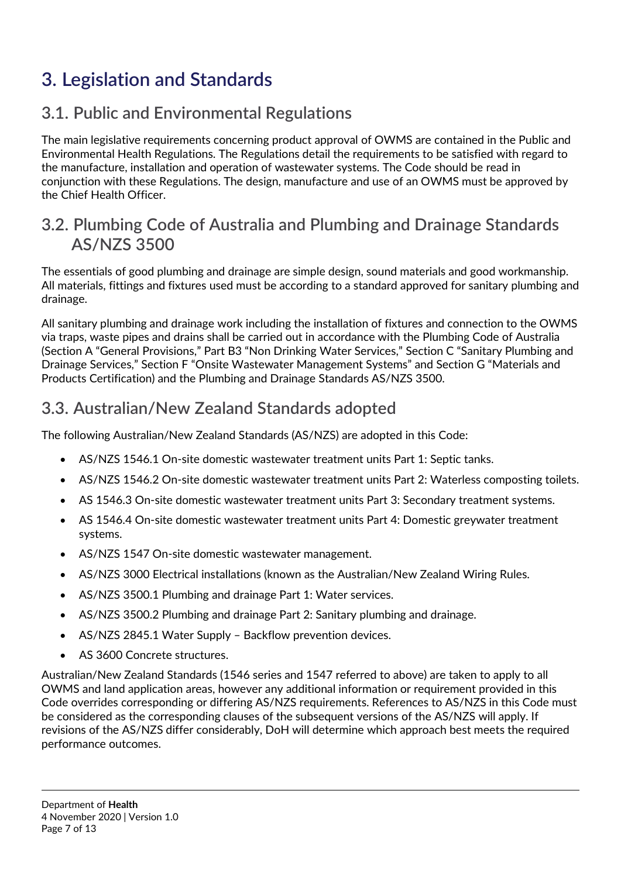# 3. Legislation and Standards

## 3.1. Public and Environmental Regulations

The main legislative requirements concerning product approval of OWMS are contained in the Public and Environmental Health Regulations. The Regulations detail the requirements to be satisfied with regard to the manufacture, installation and operation of wastewater systems. The Code should be read in conjunction with these Regulations. The design, manufacture and use of an OWMS must be approved by the Chief Health Officer.

## 3.2. Plumbing Code of Australia and Plumbing and Drainage Standards AS/NZS 3500

The essentials of good plumbing and drainage are simple design, sound materials and good workmanship. All materials, fittings and fixtures used must be according to a standard approved for sanitary plumbing and drainage.

All sanitary plumbing and drainage work including the installation of fixtures and connection to the OWMS via traps, waste pipes and drains shall be carried out in accordance with the Plumbing Code of Australia (Section A "General Provisions," Part B3 "Non Drinking Water Services," Section C "Sanitary Plumbing and Drainage Services," Section F "Onsite Wastewater Management Systems" and Section G "Materials and Products Certification) and the Plumbing and Drainage Standards AS/NZS 3500.

## 3.3. Australian/New Zealand Standards adopted

The following Australian/New Zealand Standards (AS/NZS) are adopted in this Code:

- AS/NZS 1546.1 On-site domestic wastewater treatment units Part 1: Septic tanks.
- AS/NZS 1546.2 On-site domestic wastewater treatment units Part 2: Waterless composting toilets.
- AS 1546.3 On-site domestic wastewater treatment units Part 3: Secondary treatment systems.
- AS 1546.4 On-site domestic wastewater treatment units Part 4: Domestic greywater treatment systems.
- AS/NZS 1547 On-site domestic wastewater management.
- AS/NZS 3000 Electrical installations (known as the Australian/New Zealand Wiring Rules.
- AS/NZS 3500.1 Plumbing and drainage Part 1: Water services.
- AS/NZS 3500.2 Plumbing and drainage Part 2: Sanitary plumbing and drainage.
- AS/NZS 2845.1 Water Supply – Backflow prevention devices.
- AS 3600 Concrete structures.

Australian/New Zealand Standards (1546 series and 1547 referred to above) are taken to apply to all OWMS and land application areas, however any additional information or requirement provided in this Code overrides corresponding or differing AS/NZS requirements. References to AS/NZS in this Code must be considered as the corresponding clauses of the subsequent versions of the AS/NZS will apply. If revisions of the AS/NZS differ considerably, DoH will determine which approach best meets the required performance outcomes.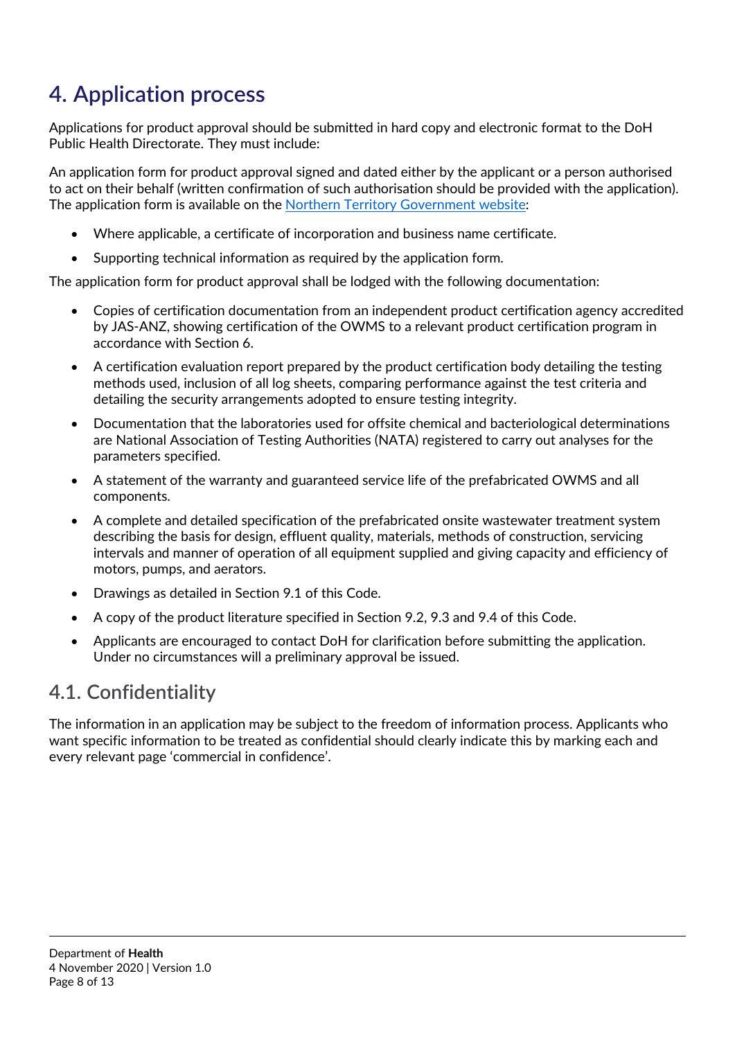# 4. Application process

Applications for product approval should be submitted in hard copy and electronic format to the DoH Public Health Directorate. They must include:

An application form for product approval signed and dated either by the applicant or a person authorised to act on their behalf (written confirmation of such authorisation should be provided with the application). The application form is available on the [Northern Territory Government website](https://nt.gov.au):

- Where applicable, a certificate of incorporation and business name certificate.
- Supporting technical information as required by the application form.

The application form for product approval shall be lodged with the following documentation:

- Copies of certification documentation from an independent product certification agency accredited by JAS-ANZ, showing certification of the OWMS to a relevant product certification program in accordance with Section 6.
- A certification evaluation report prepared by the product certification body detailing the testing methods used, inclusion of all log sheets, comparing performance against the test criteria and detailing the security arrangements adopted to ensure testing integrity.
- Documentation that the laboratories used for offsite chemical and bacteriological determinations are National Association of Testing Authorities (NATA) registered to carry out analyses for the parameters specified.
- A statement of the warranty and guaranteed service life of the prefabricated OWMS and all components.
- A complete and detailed specification of the prefabricated onsite wastewater treatment system describing the basis for design, effluent quality, materials, methods of construction, servicing intervals and manner of operation of all equipment supplied and giving capacity and efficiency of motors, pumps, and aerators.
- Drawings as detailed in Section 9.1 of this Code.
- A copy of the product literature specified in Section 9.2, 9.3 and 9.4 of this Code.
- Applicants are encouraged to contact DoH for clarification before submitting the application. Under no circumstances will a preliminary approval be issued.

## 4.1. Confidentiality

The information in an application may be subject to the freedom of information process. Applicants who want specific information to be treated as confidential should clearly indicate this by marking each and every relevant page 'commercial in confidence'.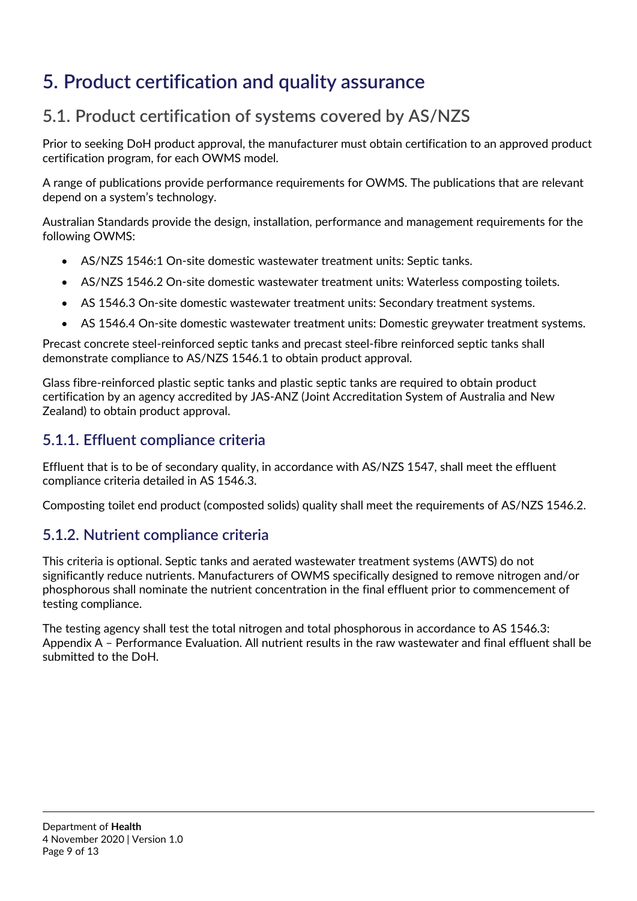# 5. Product certification and quality assurance

## 5.1. Product certification of systems covered by AS/NZS

Prior to seeking DoH product approval, the manufacturer must obtain certification to an approved product certification program, for each OWMS model.

A range of publications provide performance requirements for OWMS. The publications that are relevant depend on a system's technology.

Australian Standards provide the design, installation, performance and management requirements for the following OWMS:

- AS/NZS 1546:1 On-site domestic wastewater treatment units: Septic tanks.
- AS/NZS 1546.2 On-site domestic wastewater treatment units: Waterless composting toilets.
- AS 1546.3 On-site domestic wastewater treatment units: Secondary treatment systems.
- AS 1546.4 On-site domestic wastewater treatment units: Domestic greywater treatment systems.

Precast concrete steel-reinforced septic tanks and precast steel-fibre reinforced septic tanks shall demonstrate compliance to AS/NZS 1546.1 to obtain product approval.

Glass fibre-reinforced plastic septic tanks and plastic septic tanks are required to obtain product certification by an agency accredited by JAS-ANZ (Joint Accreditation System of Australia and New Zealand) to obtain product approval.

### 5.1.1. Effluent compliance criteria

Effluent that is to be of secondary quality, in accordance with AS/NZS 1547, shall meet the effluent compliance criteria detailed in AS 1546.3.

Composting toilet end product (composted solids) quality shall meet the requirements of AS/NZS 1546.2.

### 5.1.2. Nutrient compliance criteria

This criteria is optional. Septic tanks and aerated wastewater treatment systems (AWTS) do not significantly reduce nutrients. Manufacturers of OWMS specifically designed to remove nitrogen and/or phosphorous shall nominate the nutrient concentration in the final effluent prior to commencement of testing compliance.

The testing agency shall test the total nitrogen and total phosphorous in accordance to AS 1546.3: Appendix A – Performance Evaluation. All nutrient results in the raw wastewater and final effluent shall be submitted to the DoH.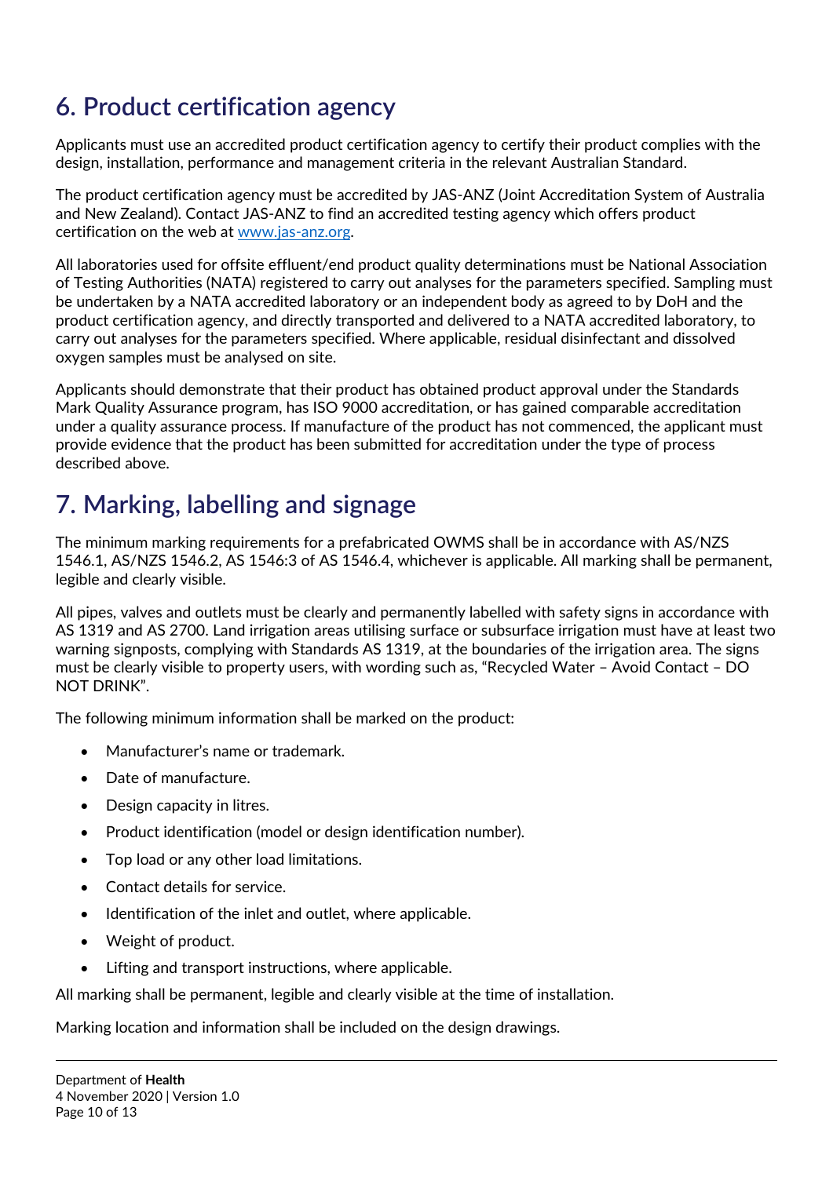## 6. Product certification agency

Applicants must use an accredited product certification agency to certify their product complies with the design, installation, performance and management criteria in the relevant Australian Standard.

The product certification agency must be accredited by JAS-ANZ (Joint Accreditation System of Australia and New Zealand). Contact JAS-ANZ to find an accredited testing agency which offers product certification on the web at [www.jas-anz.org](http://www.jas-anz.org).

All laboratories used for offsite effluent/end product quality determinations must be National Association of Testing Authorities (NATA) registered to carry out analyses for the parameters specified. Sampling must be undertaken by a NATA accredited laboratory or an independent body as agreed to by DoH and the product certification agency, and directly transported and delivered to a NATA accredited laboratory, to carry out analyses for the parameters specified. Where applicable, residual disinfectant and dissolved oxygen samples must be analysed on site.

Applicants should demonstrate that their product has obtained product approval under the Standards Mark Quality Assurance program, has ISO 9000 accreditation, or has gained comparable accreditation under a quality assurance process. If manufacture of the product has not commenced, the applicant must provide evidence that the product has been submitted for accreditation under the type of process described above.

## 7. Marking, labelling and signage

The minimum marking requirements for a prefabricated OWMS shall be in accordance with AS/NZS 1546.1, AS/NZS 1546.2, AS 1546:3 of AS 1546.4, whichever is applicable. All marking shall be permanent, legible and clearly visible.

All pipes, valves and outlets must be clearly and permanently labelled with safety signs in accordance with AS 1319 and AS 2700. Land irrigation areas utilising surface or subsurface irrigation must have at least two warning signposts, complying with Standards AS 1319, at the boundaries of the irrigation area. The signs must be clearly visible to property users, with wording such as, "Recycled Water – Avoid Contact – DO NOT DRINK".

The following minimum information shall be marked on the product:

- Manufacturer's name or trademark.
- Date of manufacture.
- Design capacity in litres.
- Product identification (model or design identification number).
- Top load or any other load limitations.
- Contact details for service.
- Identification of the inlet and outlet, where applicable.
- Weight of product.
- Lifting and transport instructions, where applicable.

All marking shall be permanent, legible and clearly visible at the time of installation.

Marking location and information shall be included on the design drawings.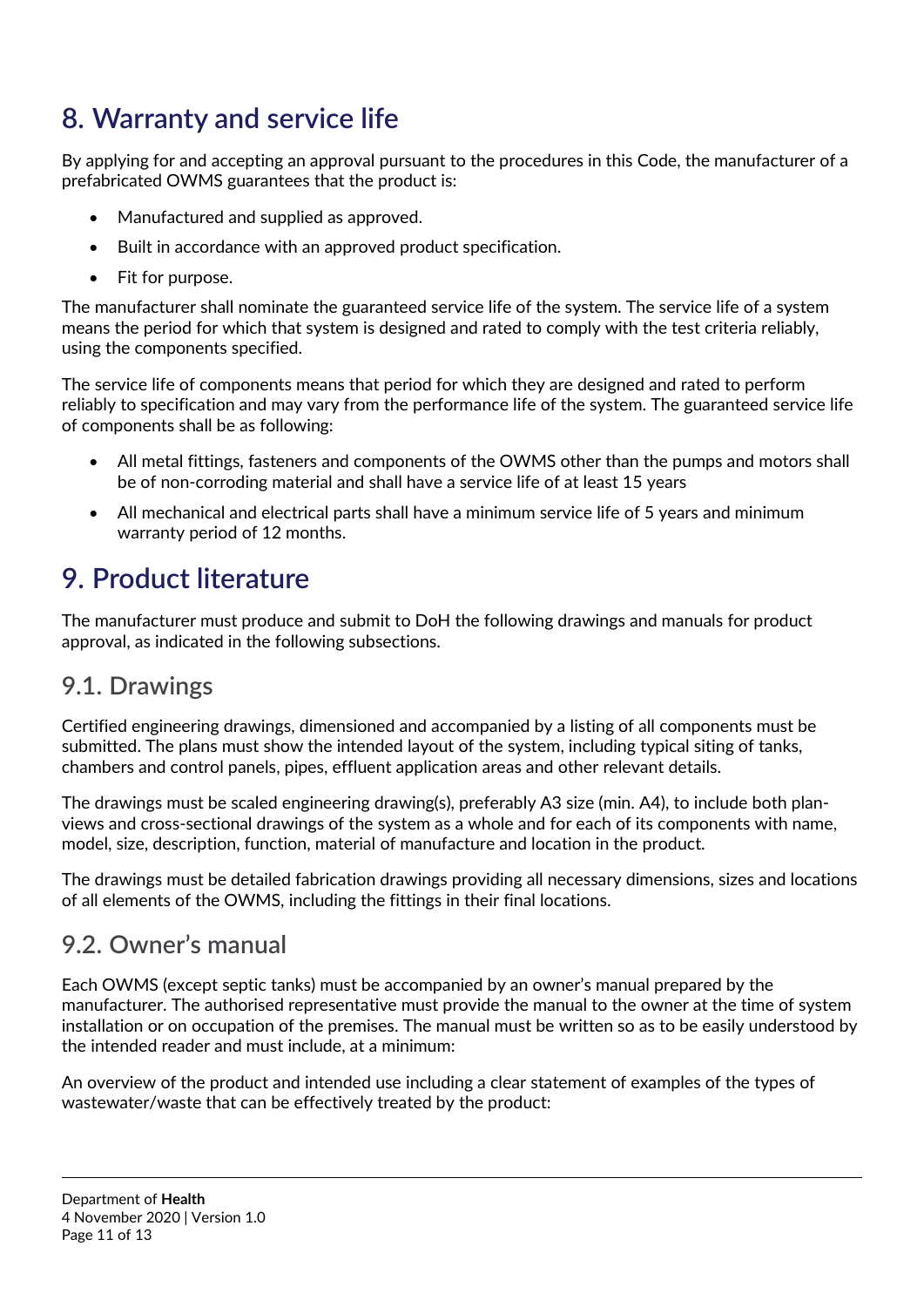# 8. Warranty and service life

By applying for and accepting an approval pursuant to the procedures in this Code, the manufacturer of a prefabricated OWMS guarantees that the product is:

- Manufactured and supplied as approved.
- Built in accordance with an approved product specification.
- Fit for purpose.

The manufacturer shall nominate the guaranteed service life of the system. The service life of a system means the period for which that system is designed and rated to comply with the test criteria reliably, using the components specified.

The service life of components means that period for which they are designed and rated to perform reliably to specification and may vary from the performance life of the system. The guaranteed service life of components shall be as following:

- All metal fittings, fasteners and components of the OWMS other than the pumps and motors shall be of non-corroding material and shall have a service life of at least 15 years
- All mechanical and electrical parts shall have a minimum service life of 5 years and minimum warranty period of 12 months.

# 9. Product literature

The manufacturer must produce and submit to DoH the following drawings and manuals for product approval, as indicated in the following subsections.

## 9.1. Drawings

Certified engineering drawings, dimensioned and accompanied by a listing of all components must be submitted. The plans must show the intended layout of the system, including typical siting of tanks, chambers and control panels, pipes, effluent application areas and other relevant details.

The drawings must be scaled engineering drawing(s), preferably A3 size (min. A4), to include both plan-views and cross-sectional drawings of the system as a whole and for each of its components with name, model, size, description, function, material of manufacture and location in the product.

The drawings must be detailed fabrication drawings providing all necessary dimensions, sizes and locations of all elements of the OWMS, including the fittings in their final locations.

## 9.2. Owner's manual

Each OWMS (except septic tanks) must be accompanied by an owner's manual prepared by the manufacturer. The authorised representative must provide the manual to the owner at the time of system installation or on occupation of the premises. The manual must be written so as to be easily understood by the intended reader and must include, at a minimum:

An overview of the product and intended use including a clear statement of examples of the types of wastewater/waste that can be effectively treated by the product: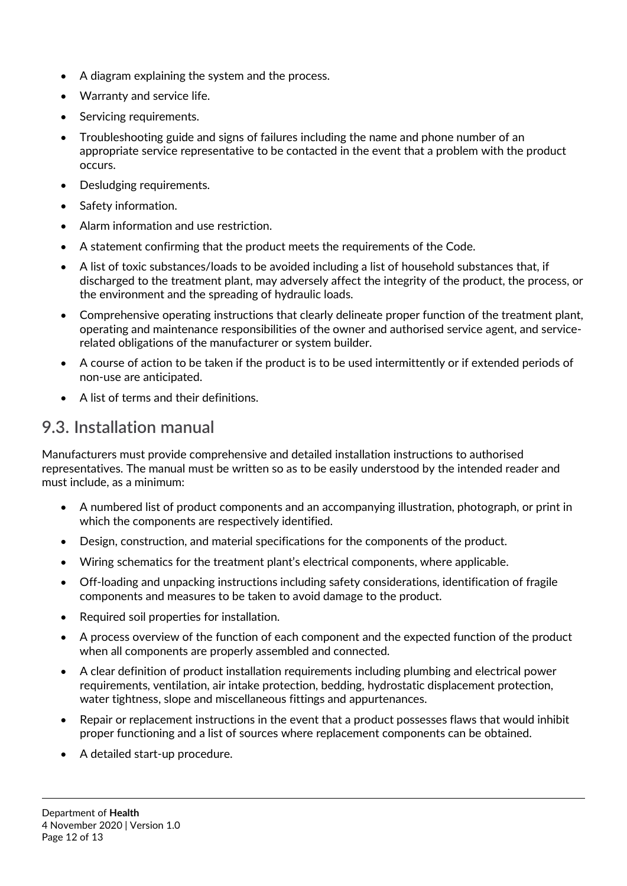- A diagram explaining the system and the process.
- Warranty and service life.
- Servicing requirements.
- Troubleshooting guide and signs of failures including the name and phone number of an appropriate service representative to be contacted in the event that a problem with the product occurs.
- Desludging requirements.
- Safety information.
- Alarm information and use restriction.
- A statement confirming that the product meets the requirements of the Code.
- A list of toxic substances/loads to be avoided including a list of household substances that, if discharged to the treatment plant, may adversely affect the integrity of the product, the process, or the environment and the spreading of hydraulic loads.
- Comprehensive operating instructions that clearly delineate proper function of the treatment plant, operating and maintenance responsibilities of the owner and authorised service agent, and service-related obligations of the manufacturer or system builder.
- A course of action to be taken if the product is to be used intermittently or if extended periods of non-use are anticipated.
- A list of terms and their definitions.

## 9.3. Installation manual

Manufacturers must provide comprehensive and detailed installation instructions to authorised representatives. The manual must be written so as to be easily understood by the intended reader and must include, as a minimum:

- A numbered list of product components and an accompanying illustration, photograph, or print in which the components are respectively identified.
- Design, construction, and material specifications for the components of the product.
- Wiring schematics for the treatment plant's electrical components, where applicable.
- Off-loading and unpacking instructions including safety considerations, identification of fragile components and measures to be taken to avoid damage to the product.
- Required soil properties for installation.
- A process overview of the function of each component and the expected function of the product when all components are properly assembled and connected.
- A clear definition of product installation requirements including plumbing and electrical power requirements, ventilation, air intake protection, bedding, hydrostatic displacement protection, water tightness, slope and miscellaneous fittings and appurtenances.
- Repair or replacement instructions in the event that a product possesses flaws that would inhibit proper functioning and a list of sources where replacement components can be obtained.
- A detailed start-up procedure.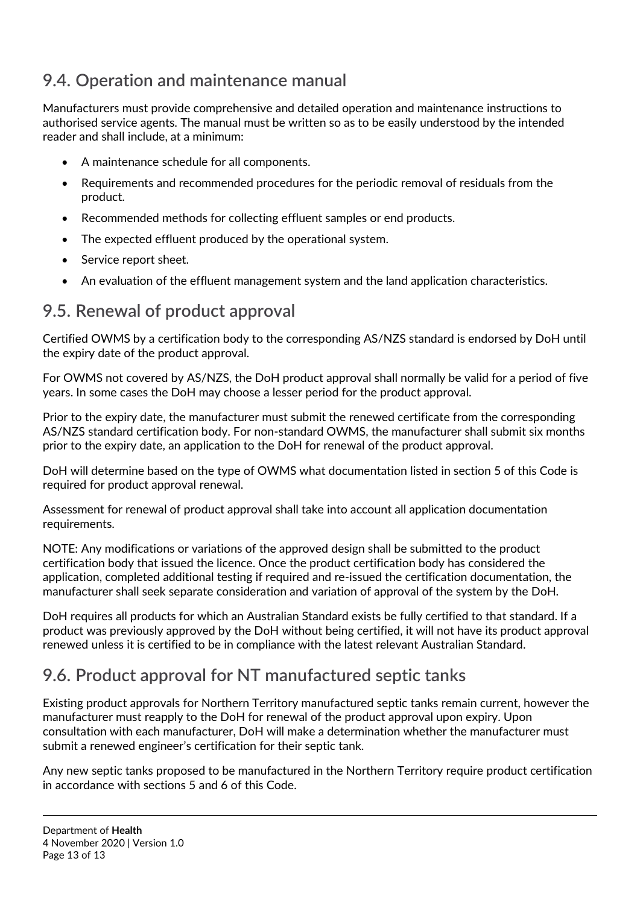## 9.4. Operation and maintenance manual

Manufacturers must provide comprehensive and detailed operation and maintenance instructions to authorised service agents. The manual must be written so as to be easily understood by the intended reader and shall include, at a minimum:

- A maintenance schedule for all components.
- Requirements and recommended procedures for the periodic removal of residuals from the product.
- Recommended methods for collecting effluent samples or end products.
- The expected effluent produced by the operational system.
- Service report sheet.
- An evaluation of the effluent management system and the land application characteristics.

## 9.5. Renewal of product approval

Certified OWMS by a certification body to the corresponding AS/NZS standard is endorsed by DoH until the expiry date of the product approval.

For OWMS not covered by AS/NZS, the DoH product approval shall normally be valid for a period of five years. In some cases the DoH may choose a lesser period for the product approval.

Prior to the expiry date, the manufacturer must submit the renewed certificate from the corresponding AS/NZS standard certification body. For non-standard OWMS, the manufacturer shall submit six months prior to the expiry date, an application to the DoH for renewal of the product approval.

DoH will determine based on the type of OWMS what documentation listed in section 5 of this Code is required for product approval renewal.

Assessment for renewal of product approval shall take into account all application documentation requirements.

NOTE: Any modifications or variations of the approved design shall be submitted to the product certification body that issued the licence. Once the product certification body has considered the application, completed additional testing if required and re-issued the certification documentation, the manufacturer shall seek separate consideration and variation of approval of the system by the DoH.

DoH requires all products for which an Australian Standard exists be fully certified to that standard. If a product was previously approved by the DoH without being certified, it will not have its product approval renewed unless it is certified to be in compliance with the latest relevant Australian Standard.

## 9.6. Product approval for NT manufactured septic tanks

Existing product approvals for Northern Territory manufactured septic tanks remain current, however the manufacturer must reapply to the DoH for renewal of the product approval upon expiry. Upon consultation with each manufacturer, DoH will make a determination whether the manufacturer must submit a renewed engineer's certification for their septic tank.

Any new septic tanks proposed to be manufactured in the Northern Territory require product certification in accordance with sections 5 and 6 of this Code.